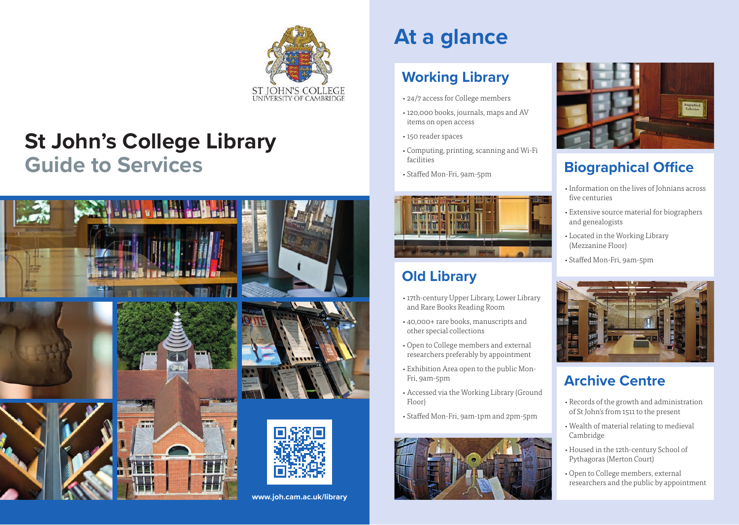ST JOHN'S COLLEGE
UNIVERSITY OF CAMBRIDGE

# St John's College Library
## Guide to Services

www.joh.cam.ac.uk/library

# At a glance

## Working Library

- 24/7 access for College members
- 120,000 books, journals, maps and AV items on open access
- 150 reader spaces
- Computing, printing, scanning and Wi-Fi facilities
- Staffed Mon-Fri, 9am-5pm

## Old Library

- 17th-century Upper Library, Lower Library and Rare Books Reading Room
- 40,000+ rare books, manuscripts and other special collections
- Open to College members and external researchers preferably by appointment
- Exhibition Area open to the public Mon-Fri, 9am-5pm
- Accessed via the Working Library (Ground Floor)
- Staffed Mon-Fri, 9am-1pm and 2pm-5pm

## Biographical Office

- Information on the lives of Johnians across five centuries
- Extensive source material for biographers and genealogists
- Located in the Working Library (Mezzanine Floor)
- Staffed Mon-Fri, 9am-5pm

## Archive Centre

- Records of the growth and administration of St John's from 1511 to the present
- Wealth of material relating to medieval Cambridge
- Housed in the 12th-century School of Pythagoras (Merton Court)
- Open to College members, external researchers and the public by appointment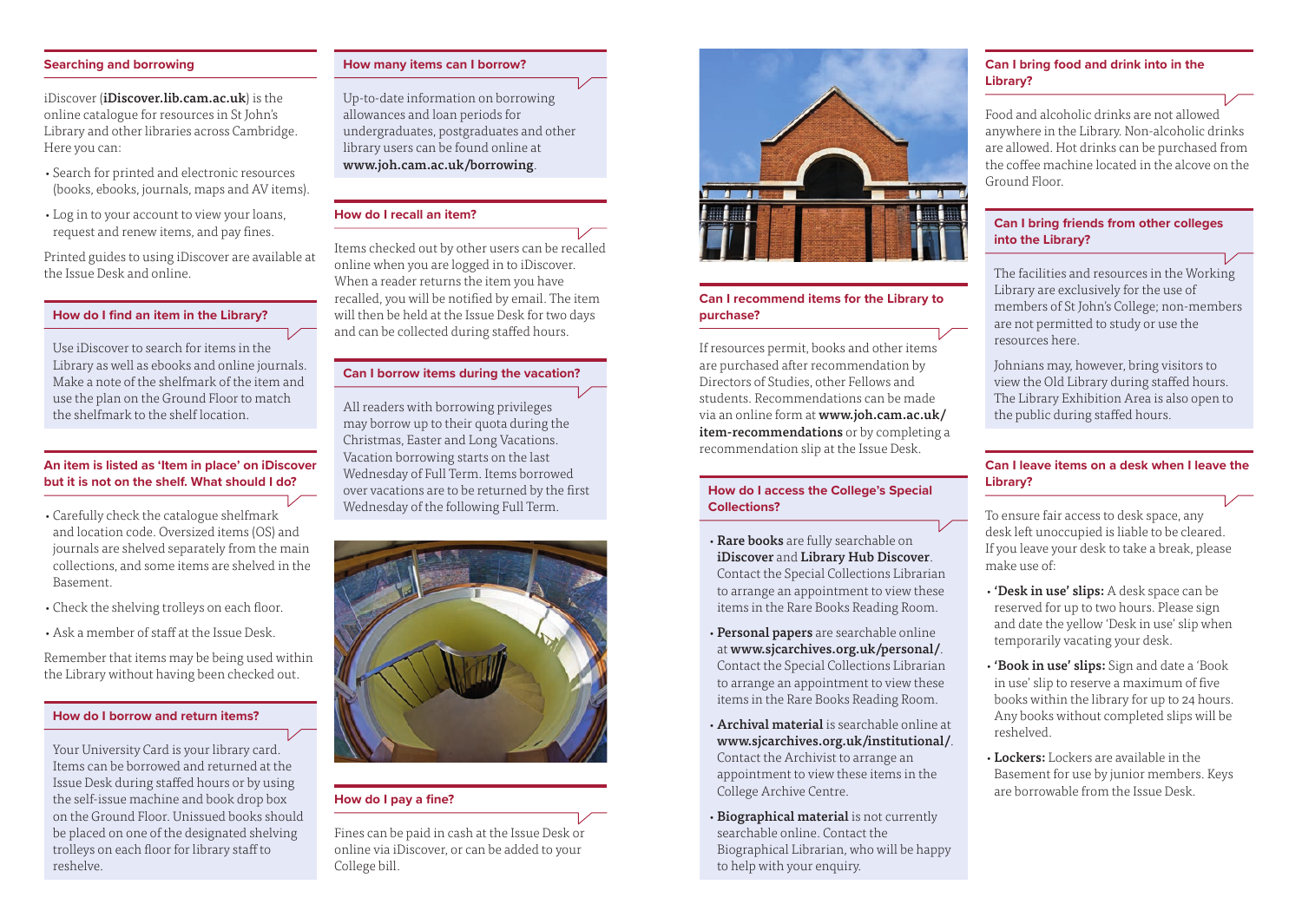## Searching and borrowing

iDiscover (**iDiscover.lib.cam.ac.uk**) is the online catalogue for resources in St John's Library and other libraries across Cambridge. Here you can:

- Search for printed and electronic resources (books, ebooks, journals, maps and AV items).
- Log in to your account to view your loans, request and renew items, and pay fines.

Printed guides to using iDiscover are available at the Issue Desk and online.

### How do I find an item in the Library?

Use iDiscover to search for items in the Library as well as ebooks and online journals. Make a note of the shelfmark of the item and use the plan on the Ground Floor to match the shelfmark to the shelf location.

### An item is listed as 'Item in place' on iDiscover but it is not on the shelf. What should I do?

- Carefully check the catalogue shelfmark and location code. Oversized items (OS) and journals are shelved separately from the main collections, and some items are shelved in the Basement.
- Check the shelving trolleys on each floor.
- Ask a member of staff at the Issue Desk.

Remember that items may be being used within the Library without having been checked out.

### How do I borrow and return items?

Your University Card is your library card. Items can be borrowed and returned at the Issue Desk during staffed hours or by using the self-issue machine and book drop box on the Ground Floor. Unissued books should be placed on one of the designated shelving trolleys on each floor for library staff to reshelve.

### How many items can I borrow?

Up-to-date information on borrowing allowances and loan periods for undergraduates, postgraduates and other library users can be found online at **www.joh.cam.ac.uk/borrowing**.

### How do I recall an item?

Items checked out by other users can be recalled online when you are logged in to iDiscover. When a reader returns the item you have recalled, you will be notified by email. The item will then be held at the Issue Desk for two days and can be collected during staffed hours.

### Can I borrow items during the vacation?

All readers with borrowing privileges may borrow up to their quota during the Christmas, Easter and Long Vacations. Vacation borrowing starts on the last Wednesday of Full Term. Items borrowed over vacations are to be returned by the first Wednesday of the following Full Term.

### How do I pay a fine?

Fines can be paid in cash at the Issue Desk or online via iDiscover, or can be added to your College bill.

### Can I recommend items for the Library to purchase?

If resources permit, books and other items are purchased after recommendation by Directors of Studies, other Fellows and students. Recommendations can be made via an online form at **www.joh.cam.ac.uk/item-recommendations** or by completing a recommendation slip at the Issue Desk.

### How do I access the College's Special Collections?

- **Rare books** are fully searchable on **iDiscover** and **Library Hub Discover**. Contact the Special Collections Librarian to arrange an appointment to view these items in the Rare Books Reading Room.
- **Personal papers** are searchable online at **www.sjcarchives.org.uk/personal/**. Contact the Special Collections Librarian to arrange an appointment to view these items in the Rare Books Reading Room.
- **Archival material** is searchable online at **www.sjcarchives.org.uk/institutional/**. Contact the Archivist to arrange an appointment to view these items in the College Archive Centre.
- **Biographical material** is not currently searchable online. Contact the Biographical Librarian, who will be happy to help with your enquiry.

### Can I bring food and drink into in the Library?

Food and alcoholic drinks are not allowed anywhere in the Library. Non-alcoholic drinks are allowed. Hot drinks can be purchased from the coffee machine located in the alcove on the Ground Floor.

### Can I bring friends from other colleges into the Library?

The facilities and resources in the Working Library are exclusively for the use of members of St John's College; non-members are not permitted to study or use the resources here.

Johnians may, however, bring visitors to view the Old Library during staffed hours. The Library Exhibition Area is also open to the public during staffed hours.

### Can I leave items on a desk when I leave the Library?

To ensure fair access to desk space, any desk left unoccupied is liable to be cleared. If you leave your desk to take a break, please make use of:

- **'Desk in use' slips:** A desk space can be reserved for up to two hours. Please sign and date the yellow 'Desk in use' slip when temporarily vacating your desk.
- **'Book in use' slips:** Sign and date a 'Book in use' slip to reserve a maximum of five books within the library for up to 24 hours. Any books without completed slips will be reshelved.
- **Lockers:** Lockers are available in the Basement for use by junior members. Keys are borrowable from the Issue Desk.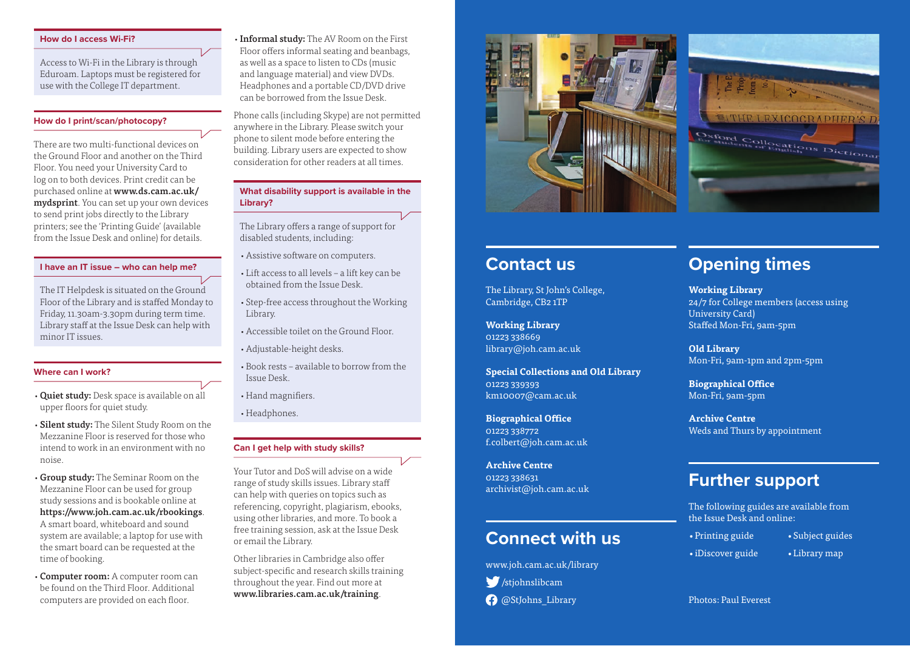### How do I access Wi-Fi?

Access to Wi-Fi in the Library is through Eduroam. Laptops must be registered for use with the College IT department.

### How do I print/scan/photocopy?

There are two multi-functional devices on the Ground Floor and another on the Third Floor. You need your University Card to log on to both devices. Print credit can be purchased online at **www.ds.cam.ac.uk/mydsprint**. You can set up your own devices to send print jobs directly to the Library printers; see the 'Printing Guide' (available from the Issue Desk and online) for details.

### I have an IT issue – who can help me?

The IT Helpdesk is situated on the Ground Floor of the Library and is staffed Monday to Friday, 11.30am-3.30pm during term time. Library staff at the Issue Desk can help with minor IT issues.

### Where can I work?

- **Quiet study:** Desk space is available on all upper floors for quiet study.
- **Silent study:** The Silent Study Room on the Mezzanine Floor is reserved for those who intend to work in an environment with no noise.
- **Group study:** The Seminar Room on the Mezzanine Floor can be used for group study sessions and is bookable online at **https://www.joh.cam.ac.uk/rbookings**. A smart board, whiteboard and sound system are available; a laptop for use with the smart board can be requested at the time of booking.
- **Computer room:** A computer room can be found on the Third Floor. Additional computers are provided on each floor.
- **Informal study:** The AV Room on the First Floor offers informal seating and beanbags, as well as a space to listen to CDs (music and language material) and view DVDs. Headphones and a portable CD/DVD drive can be borrowed from the Issue Desk.

Phone calls (including Skype) are not permitted anywhere in the Library. Please switch your phone to silent mode before entering the building. Library users are expected to show consideration for other readers at all times.

### What disability support is available in the Library?

The Library offers a range of support for disabled students, including:

- Assistive software on computers.
- Lift access to all levels – a lift key can be obtained from the Issue Desk.
- Step-free access throughout the Working Library.
- Accessible toilet on the Ground Floor.
- Adjustable-height desks.
- Book rests – available to borrow from the Issue Desk.
- Hand magnifiers.
- Headphones.

### Can I get help with study skills?

Your Tutor and DoS will advise on a wide range of study skills issues. Library staff can help with queries on topics such as referencing, copyright, plagiarism, ebooks, using other libraries, and more. To book a free training session, ask at the Issue Desk or email the Library.

Other libraries in Cambridge also offer subject-specific and research skills training throughout the year. Find out more at **www.libraries.cam.ac.uk/training**.

## Contact us

The Library, St John's College,
Cambridge, CB2 1TP

**Working Library**
01223 338669
library@joh.cam.ac.uk

**Special Collections and Old Library**
01223 339393
km10007@cam.ac.uk

**Biographical Office**
01223 338772
f.colbert@joh.cam.ac.uk

**Archive Centre**
01223 338631
archivist@joh.cam.ac.uk

## Connect with us

www.joh.cam.ac.uk/library
/stjohnslibcam
@StJohns_Library

## Opening times

**Working Library**
24/7 for College members (access using University Card)
Staffed Mon-Fri, 9am-5pm

**Old Library**
Mon-Fri, 9am-1pm and 2pm-5pm

**Biographical Office**
Mon-Fri, 9am-5pm

**Archive Centre**
Weds and Thurs by appointment

## Further support

The following guides are available from the Issue Desk and online:

- Printing guide
- Subject guides
- iDiscover guide
- Library map

Photos: Paul Everest